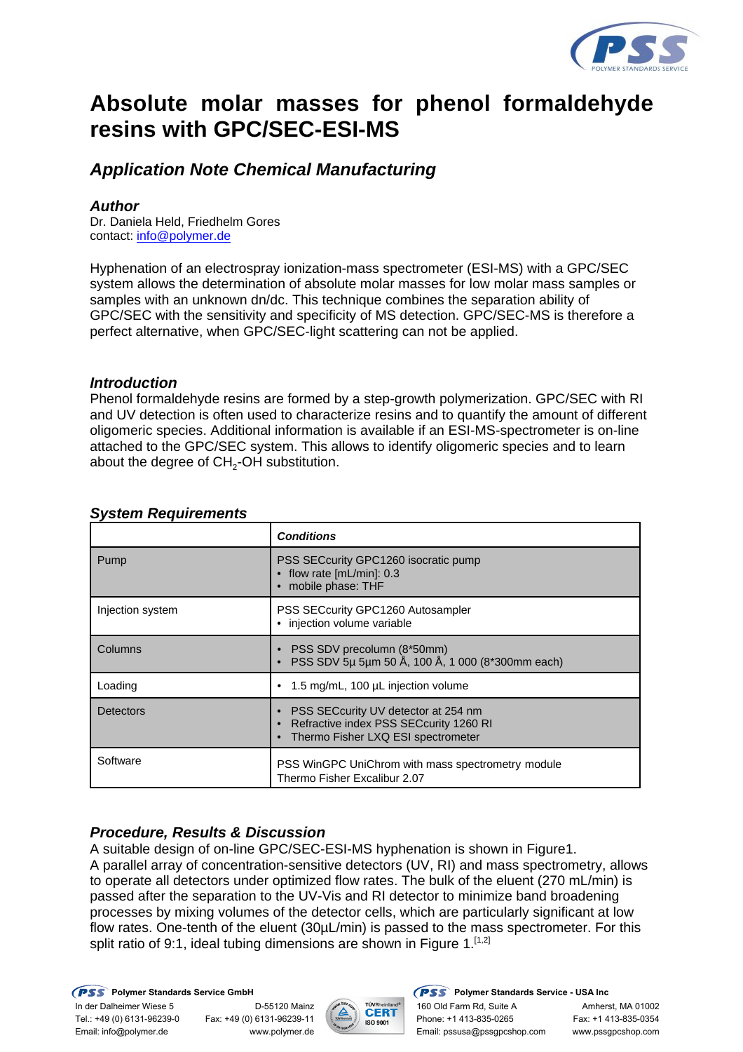# Absolute molar masses for phenol formaldehyde resins with GPC/SEC-ESI-MS

## *Application Note Chemical Manufacturing*

### *Author*

Dr. Daniela Held, Friedhelm Gores
contact: info@polymer.de

Hyphenation of an electrospray ionization-mass spectrometer (ESI-MS) with a GPC/SEC system allows the determination of absolute molar masses for low molar mass samples or samples with an unknown dn/dc. This technique combines the separation ability of GPC/SEC with the sensitivity and specificity of MS detection. GPC/SEC-MS is therefore a perfect alternative, when GPC/SEC-light scattering can not be applied.

### *Introduction*

Phenol formaldehyde resins are formed by a step-growth polymerization. GPC/SEC with RI and UV detection is often used to characterize resins and to quantify the amount of different oligomeric species. Additional information is available if an ESI-MS-spectrometer is on-line attached to the GPC/SEC system. This allows to identify oligomeric species and to learn about the degree of $CH_2$-OH substitution.

### *System Requirements*

| | ***Conditions*** |
|---|---|
| Pump | PSS SECcurity GPC1260 isocratic pump<br>• flow rate [mL/min]: 0.3<br>• mobile phase: THF |
| Injection system | PSS SECcurity GPC1260 Autosampler<br>• injection volume variable |
| Columns | • PSS SDV precolumn (8*50mm)<br>• PSS SDV 5µ 5µm 50 Å, 100 Å, 1 000 (8*300mm each) |
| Loading | • 1.5 mg/mL, 100 µL injection volume |
| Detectors | • PSS SECcurity UV detector at 254 nm<br>• Refractive index PSS SECcurity 1260 RI<br>• Thermo Fisher LXQ ESI spectrometer |
| Software | PSS WinGPC UniChrom with mass spectrometry module<br>Thermo Fisher Excalibur 2.07 |

### *Procedure, Results & Discussion*

A suitable design of on-line GPC/SEC-ESI-MS hyphenation is shown in Figure1.
A parallel array of concentration-sensitive detectors (UV, RI) and mass spectrometry, allows to operate all detectors under optimized flow rates. The bulk of the eluent (270 mL/min) is passed after the separation to the UV-Vis and RI detector to minimize band broadening processes by mixing volumes of the detector cells, which are particularly significant at low flow rates. One-tenth of the eluent (30µL/min) is passed to the mass spectrometer. For this split ratio of 9:1, ideal tubing dimensions are shown in Figure 1.[1,2]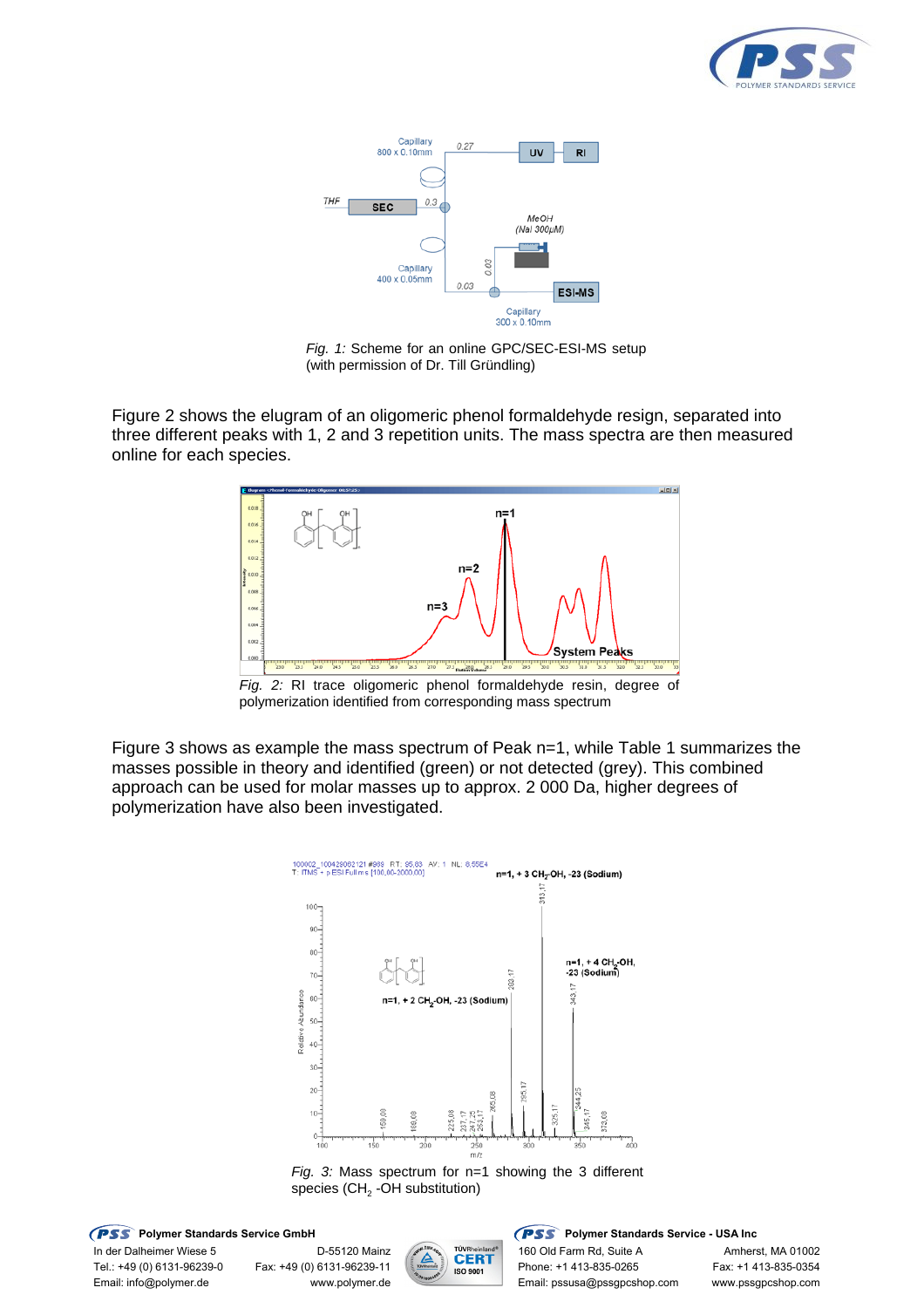*Fig. 1:* Scheme for an online GPC/SEC-ESI-MS setup (with permission of Dr. Till Gründling)

Figure 2 shows the elugram of an oligomeric phenol formaldehyde resign, separated into three different peaks with 1, 2 and 3 repetition units. The mass spectra are then measured online for each species.

*Fig. 2:* RI trace oligomeric phenol formaldehyde resin, degree of polymerization identified from corresponding mass spectrum

Figure 3 shows as example the mass spectrum of Peak n=1, while Table 1 summarizes the masses possible in theory and identified (green) or not detected (grey). This combined approach can be used for molar masses up to approx. 2 000 Da, higher degrees of polymerization have also been investigated.

*Fig. 3:* Mass spectrum for n=1 showing the 3 different species ($CH_2$ -OH substitution)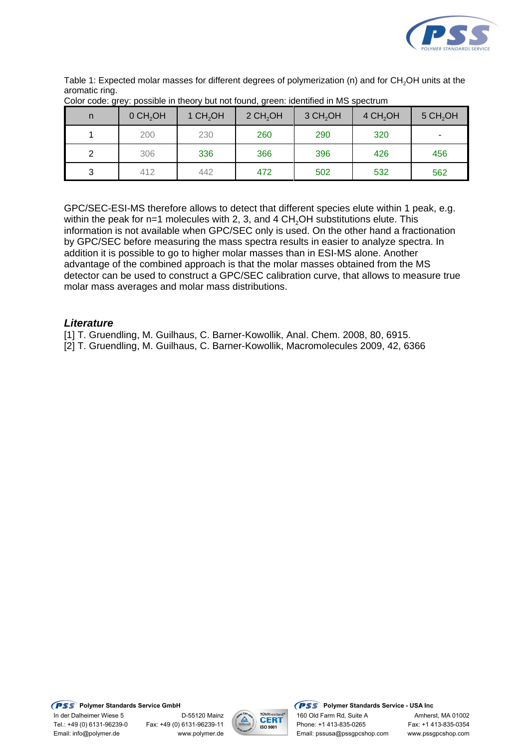Table 1: Expected molar masses for different degrees of polymerization (n) and for $CH_2OH$ units at the aromatic ring.
Color code: grey: possible in theory but not found, green: identified in MS spectrum

| n | 0 $CH_2OH$ | 1 $CH_2OH$ | 2 $CH_2OH$ | 3 $CH_2OH$ | 4 $CH_2OH$ | 5 $CH_2OH$ |
|---|---|---|---|---|---|---|
| 1 | 200 | 230 | 260 | 290 | 320 | - |
| 2 | 306 | 336 | 366 | 396 | 426 | 456 |
| 3 | 412 | 442 | 472 | 502 | 532 | 562 |

GPC/SEC-ESI-MS therefore allows to detect that different species elute within 1 peak, e.g. within the peak for n=1 molecules with 2, 3, and 4 $CH_2OH$ substitutions elute. This information is not available when GPC/SEC only is used. On the other hand a fractionation by GPC/SEC before measuring the mass spectra results in easier to analyze spectra. In addition it is possible to go to higher molar masses than in ESI-MS alone. Another advantage of the combined approach is that the molar masses obtained from the MS detector can be used to construct a GPC/SEC calibration curve, that allows to measure true molar mass averages and molar mass distributions.

### *Literature*

[1] T. Gruendling, M. Guilhaus, C. Barner-Kowollik, Anal. Chem. 2008, 80, 6915.
[2] T. Gruendling, M. Guilhaus, C. Barner-Kowollik, Macromolecules 2009, 42, 6366